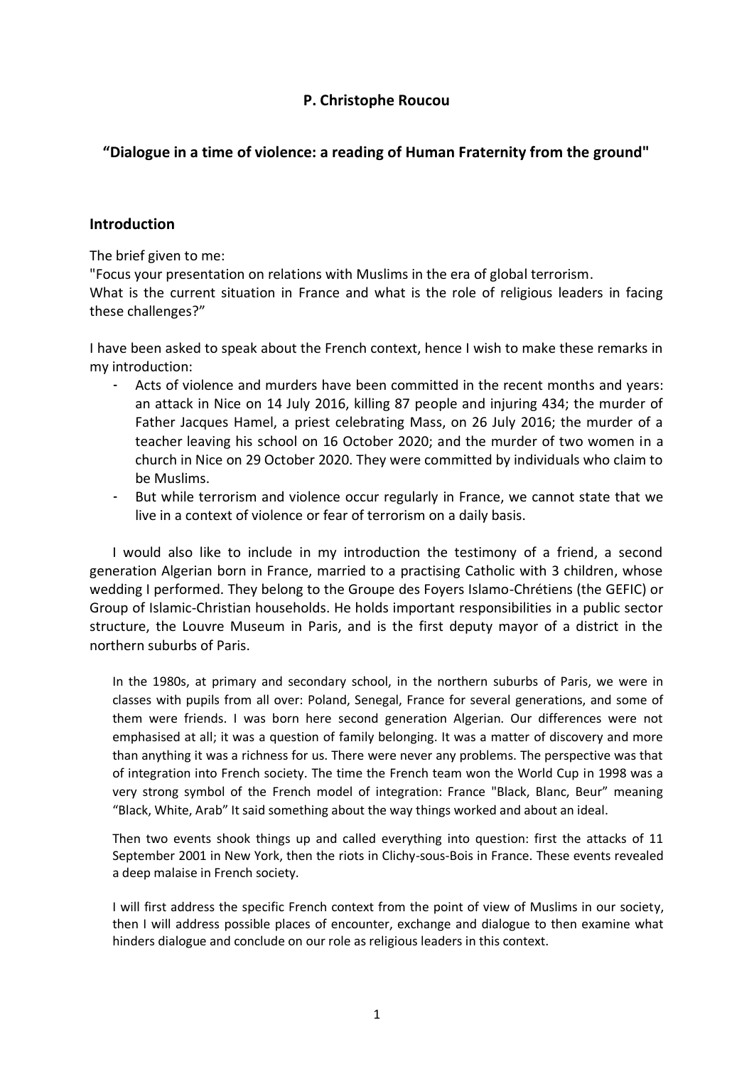**P. Christophe Roucou**

**“Dialogue in a time of violence: a reading of Human Fraternity from the ground"**

## Introduction

The brief given to me:
"Focus your presentation on relations with Muslims in the era of global terrorism.
What is the current situation in France and what is the role of religious leaders in facing these challenges?”

I have been asked to speak about the French context, hence I wish to make these remarks in my introduction:

- Acts of violence and murders have been committed in the recent months and years: an attack in Nice on 14 July 2016, killing 87 people and injuring 434; the murder of Father Jacques Hamel, a priest celebrating Mass, on 26 July 2016; the murder of a teacher leaving his school on 16 October 2020; and the murder of two women in a church in Nice on 29 October 2020. They were committed by individuals who claim to be Muslims.
- But while terrorism and violence occur regularly in France, we cannot state that we live in a context of violence or fear of terrorism on a daily basis.

I would also like to include in my introduction the testimony of a friend, a second generation Algerian born in France, married to a practising Catholic with 3 children, whose wedding I performed. They belong to the Groupe des Foyers Islamo-Chrétiens (the GEFIC) or Group of Islamic-Christian households. He holds important responsibilities in a public sector structure, the Louvre Museum in Paris, and is the first deputy mayor of a district in the northern suburbs of Paris.

> In the 1980s, at primary and secondary school, in the northern suburbs of Paris, we were in classes with pupils from all over: Poland, Senegal, France for several generations, and some of them were friends. I was born here second generation Algerian. Our differences were not emphasised at all; it was a question of family belonging. It was a matter of discovery and more than anything it was a richness for us. There were never any problems. The perspective was that of integration into French society. The time the French team won the World Cup in 1998 was a very strong symbol of the French model of integration: France "Black, Blanc, Beur” meaning “Black, White, Arab” It said something about the way things worked and about an ideal.
>
> Then two events shook things up and called everything into question: first the attacks of 11 September 2001 in New York, then the riots in Clichy-sous-Bois in France. These events revealed a deep malaise in French society.
>
> I will first address the specific French context from the point of view of Muslims in our society, then I will address possible places of encounter, exchange and dialogue to then examine what hinders dialogue and conclude on our role as religious leaders in this context.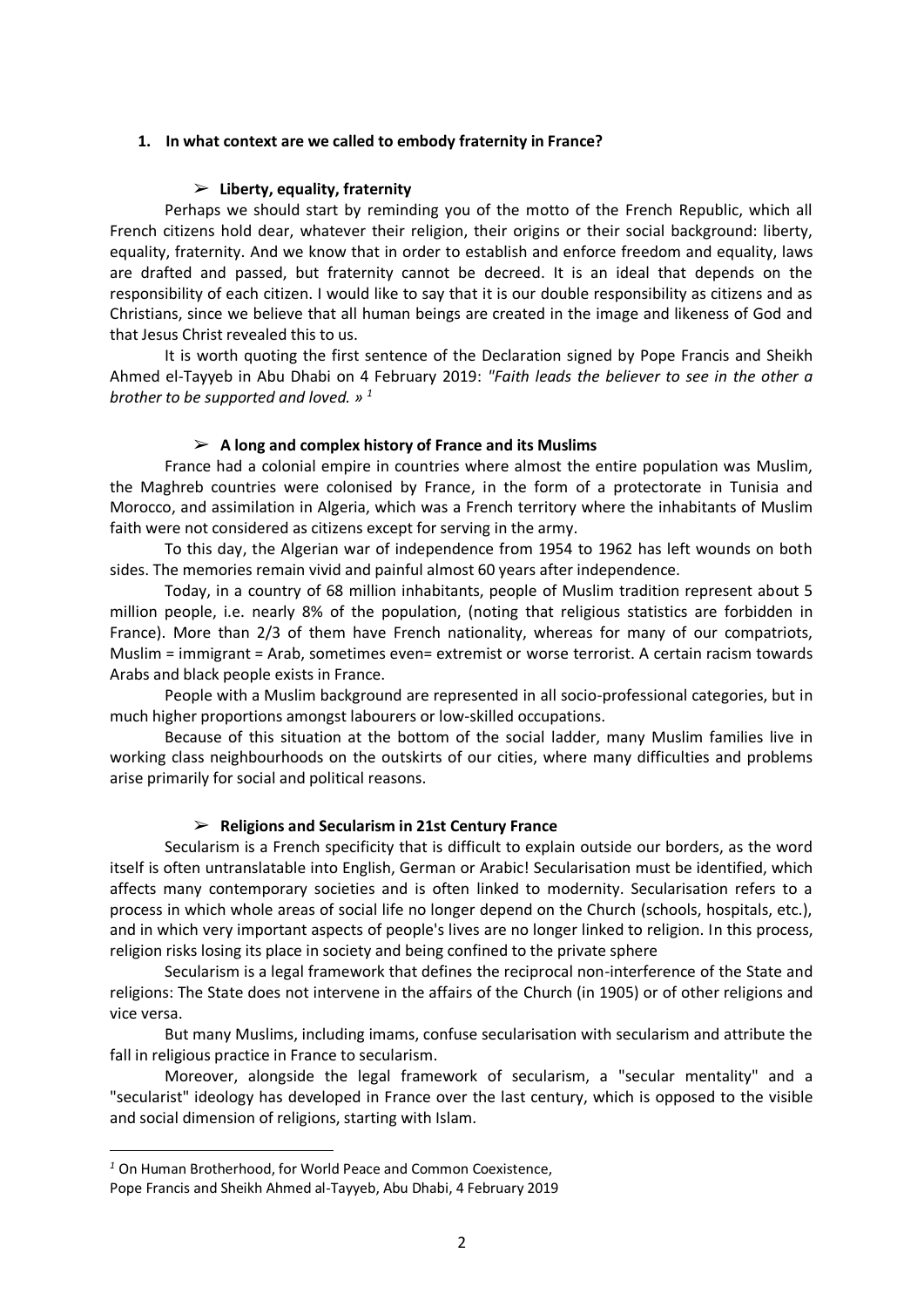## 1. In what context are we called to embody fraternity in France?

### ➢ Liberty, equality, fraternity

Perhaps we should start by reminding you of the motto of the French Republic, which all French citizens hold dear, whatever their religion, their origins or their social background: liberty, equality, fraternity. And we know that in order to establish and enforce freedom and equality, laws are drafted and passed, but fraternity cannot be decreed. It is an ideal that depends on the responsibility of each citizen. I would like to say that it is our double responsibility as citizens and as Christians, since we believe that all human beings are created in the image and likeness of God and that Jesus Christ revealed this to us.

It is worth quoting the first sentence of the Declaration signed by Pope Francis and Sheikh Ahmed el-Tayyeb in Abu Dhabi on 4 February 2019: *"Faith leads the believer to see in the other a brother to be supported and loved. »* [1]

### ➢ A long and complex history of France and its Muslims

France had a colonial empire in countries where almost the entire population was Muslim, the Maghreb countries were colonised by France, in the form of a protectorate in Tunisia and Morocco, and assimilation in Algeria, which was a French territory where the inhabitants of Muslim faith were not considered as citizens except for serving in the army.

To this day, the Algerian war of independence from 1954 to 1962 has left wounds on both sides. The memories remain vivid and painful almost 60 years after independence.

Today, in a country of 68 million inhabitants, people of Muslim tradition represent about 5 million people, i.e. nearly 8% of the population, (noting that religious statistics are forbidden in France). More than 2/3 of them have French nationality, whereas for many of our compatriots, Muslim = immigrant = Arab, sometimes even= extremist or worse terrorist. A certain racism towards Arabs and black people exists in France.

People with a Muslim background are represented in all socio-professional categories, but in much higher proportions amongst labourers or low-skilled occupations.

Because of this situation at the bottom of the social ladder, many Muslim families live in working class neighbourhoods on the outskirts of our cities, where many difficulties and problems arise primarily for social and political reasons.

### ➢ Religions and Secularism in 21st Century France

Secularism is a French specificity that is difficult to explain outside our borders, as the word itself is often untranslatable into English, German or Arabic! Secularisation must be identified, which affects many contemporary societies and is often linked to modernity. Secularisation refers to a process in which whole areas of social life no longer depend on the Church (schools, hospitals, etc.), and in which very important aspects of people's lives are no longer linked to religion. In this process, religion risks losing its place in society and being confined to the private sphere

Secularism is a legal framework that defines the reciprocal non-interference of the State and religions: The State does not intervene in the affairs of the Church (in 1905) or of other religions and vice versa.

But many Muslims, including imams, confuse secularisation with secularism and attribute the fall in religious practice in France to secularism.

Moreover, alongside the legal framework of secularism, a "secular mentality" and a "secularist" ideology has developed in France over the last century, which is opposed to the visible and social dimension of religions, starting with Islam.

---

[1] On Human Brotherhood, for World Peace and Common Coexistence,
Pope Francis and Sheikh Ahmed al-Tayyeb, Abu Dhabi, 4 February 2019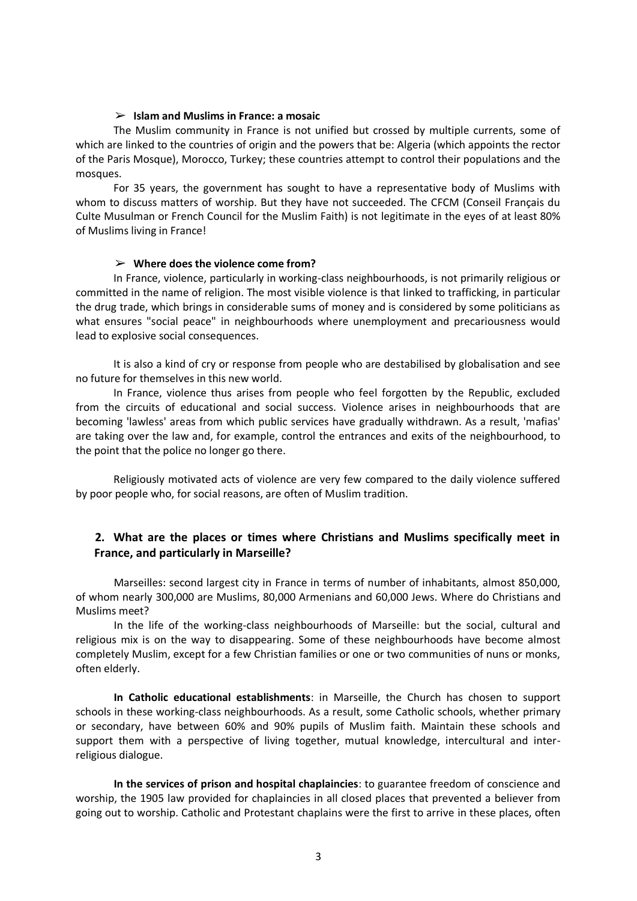### ➢ Islam and Muslims in France: a mosaic

The Muslim community in France is not unified but crossed by multiple currents, some of which are linked to the countries of origin and the powers that be: Algeria (which appoints the rector of the Paris Mosque), Morocco, Turkey; these countries attempt to control their populations and the mosques.

For 35 years, the government has sought to have a representative body of Muslims with whom to discuss matters of worship. But they have not succeeded. The CFCM (Conseil Français du Culte Musulman or French Council for the Muslim Faith) is not legitimate in the eyes of at least 80% of Muslims living in France!

### ➢ Where does the violence come from?

In France, violence, particularly in working-class neighbourhoods, is not primarily religious or committed in the name of religion. The most visible violence is that linked to trafficking, in particular the drug trade, which brings in considerable sums of money and is considered by some politicians as what ensures "social peace" in neighbourhoods where unemployment and precariousness would lead to explosive social consequences.

It is also a kind of cry or response from people who are destabilised by globalisation and see no future for themselves in this new world.

In France, violence thus arises from people who feel forgotten by the Republic, excluded from the circuits of educational and social success. Violence arises in neighbourhoods that are becoming 'lawless' areas from which public services have gradually withdrawn. As a result, 'mafias' are taking over the law and, for example, control the entrances and exits of the neighbourhood, to the point that the police no longer go there.

Religiously motivated acts of violence are very few compared to the daily violence suffered by poor people who, for social reasons, are often of Muslim tradition.

## 2. What are the places or times where Christians and Muslims specifically meet in France, and particularly in Marseille?

Marseilles: second largest city in France in terms of number of inhabitants, almost 850,000, of whom nearly 300,000 are Muslims, 80,000 Armenians and 60,000 Jews. Where do Christians and Muslims meet?

In the life of the working-class neighbourhoods of Marseille: but the social, cultural and religious mix is on the way to disappearing. Some of these neighbourhoods have become almost completely Muslim, except for a few Christian families or one or two communities of nuns or monks, often elderly.

**In Catholic educational establishments**: in Marseille, the Church has chosen to support schools in these working-class neighbourhoods. As a result, some Catholic schools, whether primary or secondary, have between 60% and 90% pupils of Muslim faith. Maintain these schools and support them with a perspective of living together, mutual knowledge, intercultural and inter-religious dialogue.

**In the services of prison and hospital chaplaincies**: to guarantee freedom of conscience and worship, the 1905 law provided for chaplaincies in all closed places that prevented a believer from going out to worship. Catholic and Protestant chaplains were the first to arrive in these places, often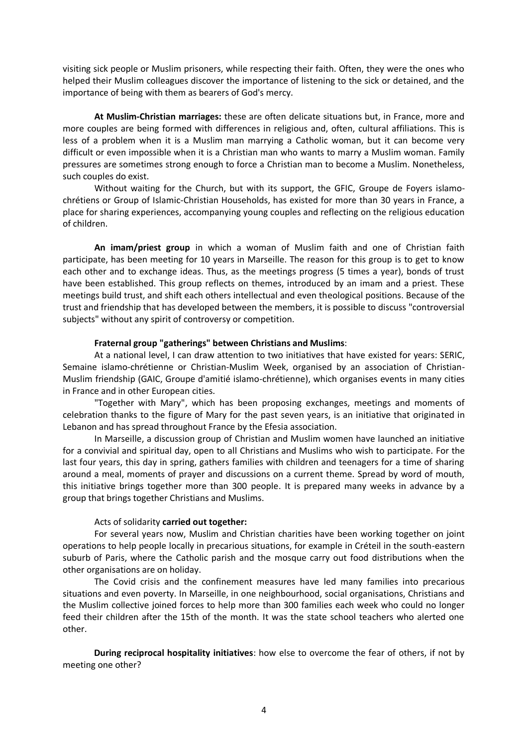visiting sick people or Muslim prisoners, while respecting their faith. Often, they were the ones who helped their Muslim colleagues discover the importance of listening to the sick or detained, and the importance of being with them as bearers of God's mercy.

**At Muslim-Christian marriages:** these are often delicate situations but, in France, more and more couples are being formed with differences in religious and, often, cultural affiliations. This is less of a problem when it is a Muslim man marrying a Catholic woman, but it can become very difficult or even impossible when it is a Christian man who wants to marry a Muslim woman. Family pressures are sometimes strong enough to force a Christian man to become a Muslim. Nonetheless, such couples do exist.

Without waiting for the Church, but with its support, the GFIC, Groupe de Foyers islamo-chrétiens or Group of Islamic-Christian Households, has existed for more than 30 years in France, a place for sharing experiences, accompanying young couples and reflecting on the religious education of children.

**An imam/priest group** in which a woman of Muslim faith and one of Christian faith participate, has been meeting for 10 years in Marseille. The reason for this group is to get to know each other and to exchange ideas. Thus, as the meetings progress (5 times a year), bonds of trust have been established. This group reflects on themes, introduced by an imam and a priest. These meetings build trust, and shift each others intellectual and even theological positions. Because of the trust and friendship that has developed between the members, it is possible to discuss "controversial subjects" without any spirit of controversy or competition.

**Fraternal group "gatherings" between Christians and Muslims**:

At a national level, I can draw attention to two initiatives that have existed for years: SERIC, Semaine islamo-chrétienne or Christian-Muslim Week, organised by an association of Christian-Muslim friendship (GAIC, Groupe d'amitié islamo-chrétienne), which organises events in many cities in France and in other European cities.

"Together with Mary", which has been proposing exchanges, meetings and moments of celebration thanks to the figure of Mary for the past seven years, is an initiative that originated in Lebanon and has spread throughout France by the Efesia association.

In Marseille, a discussion group of Christian and Muslim women have launched an initiative for a convivial and spiritual day, open to all Christians and Muslims who wish to participate. For the last four years, this day in spring, gathers families with children and teenagers for a time of sharing around a meal, moments of prayer and discussions on a current theme. Spread by word of mouth, this initiative brings together more than 300 people. It is prepared many weeks in advance by a group that brings together Christians and Muslims.

Acts of solidarity **carried out together:**

For several years now, Muslim and Christian charities have been working together on joint operations to help people locally in precarious situations, for example in Créteil in the south-eastern suburb of Paris, where the Catholic parish and the mosque carry out food distributions when the other organisations are on holiday.

The Covid crisis and the confinement measures have led many families into precarious situations and even poverty. In Marseille, in one neighbourhood, social organisations, Christians and the Muslim collective joined forces to help more than 300 families each week who could no longer feed their children after the 15th of the month. It was the state school teachers who alerted one other.

**During reciprocal hospitality initiatives**: how else to overcome the fear of others, if not by meeting one other?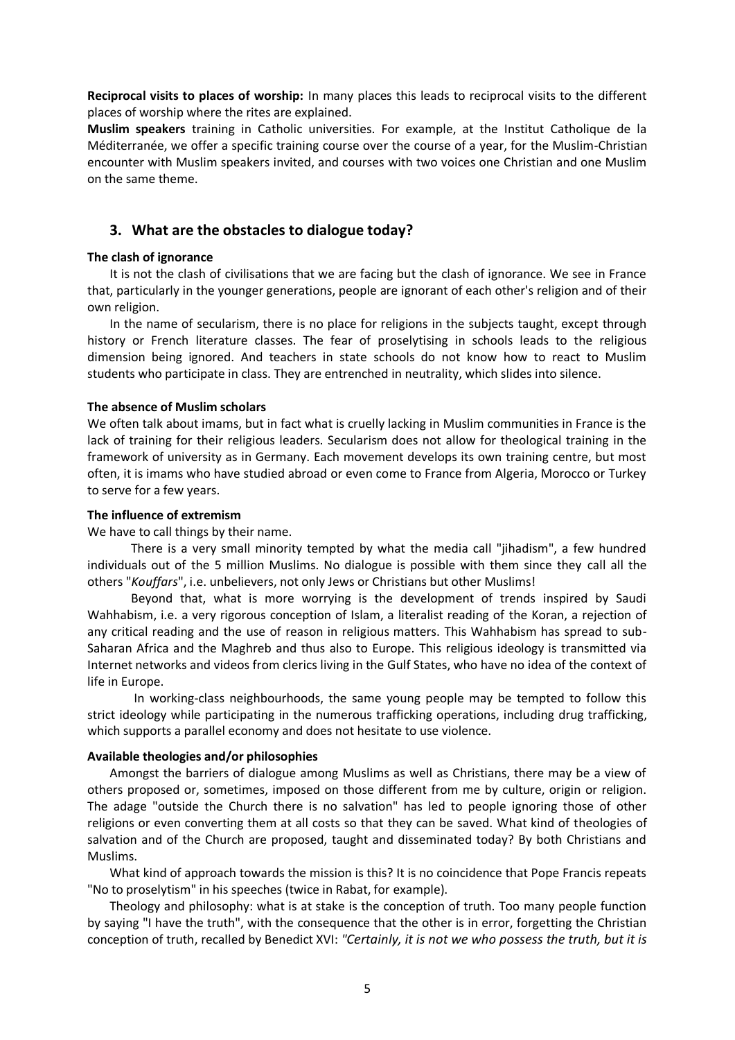**Reciprocal visits to places of worship:** In many places this leads to reciprocal visits to the different places of worship where the rites are explained.

**Muslim speakers** training in Catholic universities. For example, at the Institut Catholique de la Méditerranée, we offer a specific training course over the course of a year, for the Muslim-Christian encounter with Muslim speakers invited, and courses with two voices one Christian and one Muslim on the same theme.

## 3. What are the obstacles to dialogue today?

**The clash of ignorance**

It is not the clash of civilisations that we are facing but the clash of ignorance. We see in France that, particularly in the younger generations, people are ignorant of each other's religion and of their own religion.

In the name of secularism, there is no place for religions in the subjects taught, except through history or French literature classes. The fear of proselytising in schools leads to the religious dimension being ignored. And teachers in state schools do not know how to react to Muslim students who participate in class. They are entrenched in neutrality, which slides into silence.

**The absence of Muslim scholars**

We often talk about imams, but in fact what is cruelly lacking in Muslim communities in France is the lack of training for their religious leaders. Secularism does not allow for theological training in the framework of university as in Germany. Each movement develops its own training centre, but most often, it is imams who have studied abroad or even come to France from Algeria, Morocco or Turkey to serve for a few years.

**The influence of extremism**

We have to call things by their name.

There is a very small minority tempted by what the media call "jihadism", a few hundred individuals out of the 5 million Muslims. No dialogue is possible with them since they call all the others "*Kouffars*", i.e. unbelievers, not only Jews or Christians but other Muslims!

Beyond that, what is more worrying is the development of trends inspired by Saudi Wahhabism, i.e. a very rigorous conception of Islam, a literalist reading of the Koran, a rejection of any critical reading and the use of reason in religious matters. This Wahhabism has spread to sub-Saharan Africa and the Maghreb and thus also to Europe. This religious ideology is transmitted via Internet networks and videos from clerics living in the Gulf States, who have no idea of the context of life in Europe.

In working-class neighbourhoods, the same young people may be tempted to follow this strict ideology while participating in the numerous trafficking operations, including drug trafficking, which supports a parallel economy and does not hesitate to use violence.

**Available theologies and/or philosophies**

Amongst the barriers of dialogue among Muslims as well as Christians, there may be a view of others proposed or, sometimes, imposed on those different from me by culture, origin or religion. The adage "outside the Church there is no salvation" has led to people ignoring those of other religions or even converting them at all costs so that they can be saved. What kind of theologies of salvation and of the Church are proposed, taught and disseminated today? By both Christians and Muslims.

What kind of approach towards the mission is this? It is no coincidence that Pope Francis repeats "No to proselytism" in his speeches (twice in Rabat, for example).

Theology and philosophy: what is at stake is the conception of truth. Too many people function by saying "I have the truth", with the consequence that the other is in error, forgetting the Christian conception of truth, recalled by Benedict XVI: *"Certainly, it is not we who possess the truth, but it is*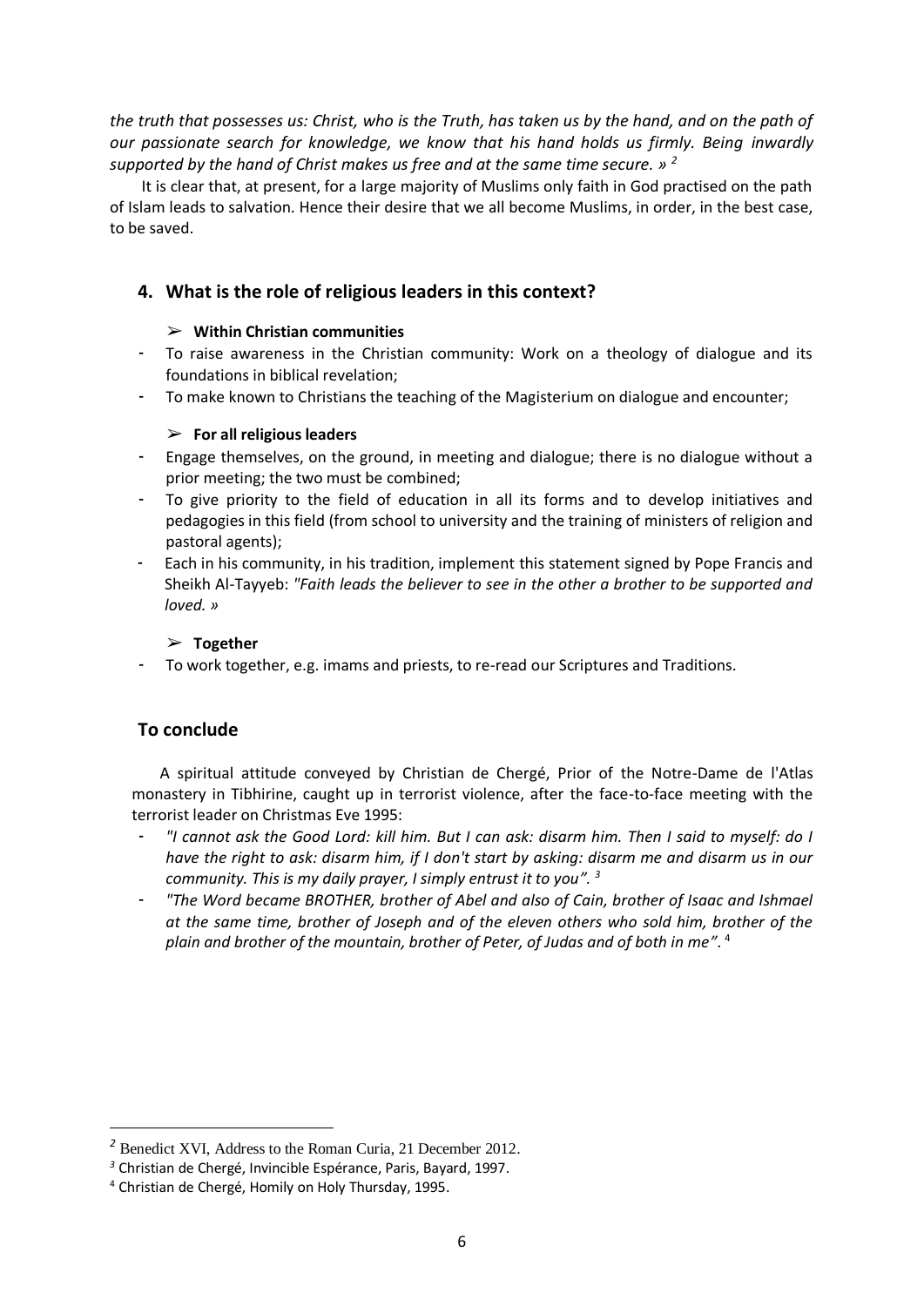*the truth that possesses us: Christ, who is the Truth, has taken us by the hand, and on the path of our passionate search for knowledge, we know that his hand holds us firmly. Being inwardly supported by the hand of Christ makes us free and at the same time secure. »* [2]

It is clear that, at present, for a large majority of Muslims only faith in God practised on the path of Islam leads to salvation. Hence their desire that we all become Muslims, in order, in the best case, to be saved.

## 4. What is the role of religious leaders in this context?

➢ **Within Christian communities**

- To raise awareness in the Christian community: Work on a theology of dialogue and its foundations in biblical revelation;
- To make known to Christians the teaching of the Magisterium on dialogue and encounter;

➢ **For all religious leaders**

- Engage themselves, on the ground, in meeting and dialogue; there is no dialogue without a prior meeting; the two must be combined;
- To give priority to the field of education in all its forms and to develop initiatives and pedagogies in this field (from school to university and the training of ministers of religion and pastoral agents);
- Each in his community, in his tradition, implement this statement signed by Pope Francis and Sheikh Al-Tayyeb: *"Faith leads the believer to see in the other a brother to be supported and loved. »*

➢ **Together**

- To work together, e.g. imams and priests, to re-read our Scriptures and Traditions.

## To conclude

A spiritual attitude conveyed by Christian de Chergé, Prior of the Notre-Dame de l'Atlas monastery in Tibhirine, caught up in terrorist violence, after the face-to-face meeting with the terrorist leader on Christmas Eve 1995:

- *"I cannot ask the Good Lord: kill him. But I can ask: disarm him. Then I said to myself: do I have the right to ask: disarm him, if I don't start by asking: disarm me and disarm us in our community. This is my daily prayer, I simply entrust it to you".* [3]
- *"The Word became BROTHER, brother of Abel and also of Cain, brother of Isaac and Ishmael at the same time, brother of Joseph and of the eleven others who sold him, brother of the plain and brother of the mountain, brother of Peter, of Judas and of both in me".* [4]

---

[2] Benedict XVI, Address to the Roman Curia, 21 December 2012.

[3] Christian de Chergé, Invincible Espérance, Paris, Bayard, 1997.

[4] Christian de Chergé, Homily on Holy Thursday, 1995.